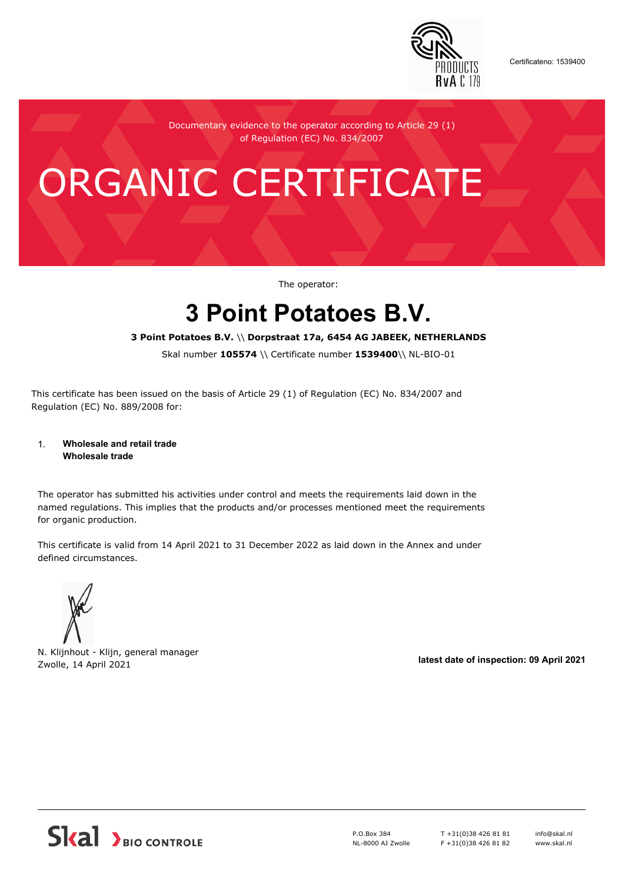Certificateno: 1539400

Documentary evidence to the operator according to Article 29 (1) of Regulation (EC) No. 834/2007

# ORGANIC CERTIFICATE

The operator:

# 3 Point Potatoes B.V.

**3 Point Potatoes B.V.** \\ **Dorpstraat 17a, 6454 AG JABEEK, NETHERLANDS**

Skal number **105574** \\ Certificate number **1539400**\\ NL-BIO-01

This certificate has been issued on the basis of Article 29 (1) of Regulation (EC) No. 834/2007 and Regulation (EC) No. 889/2008 for:

1. **Wholesale and retail trade**
   **Wholesale trade**

The operator has submitted his activities under control and meets the requirements laid down in the named regulations. This implies that the products and/or processes mentioned meet the requirements for organic production.

This certificate is valid from 14 April 2021 to 31 December 2022 as laid down in the Annex and under defined circumstances.

N. Klijnhout - Klijn, general manager
Zwolle, 14 April 2021

**latest date of inspection: 09 April 2021**

Skal BIO CONTROLE

P.O.Box 384
NL-8000 AJ Zwolle

T +31(0)38 426 81 81
F +31(0)38 426 81 82

info@skal.nl
www.skal.nl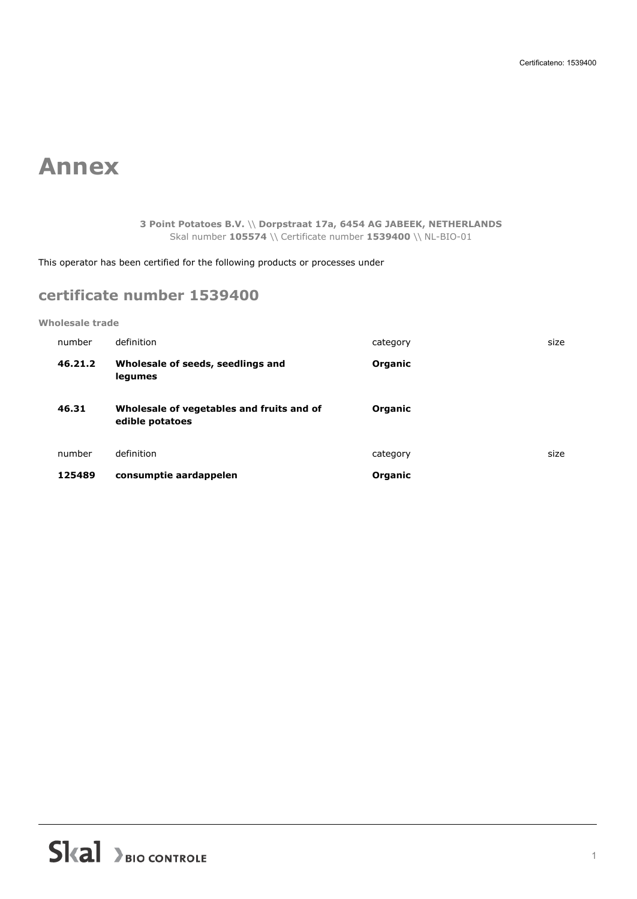# Annex

**3 Point Potatoes B.V.** \\ **Dorpstraat 17a, 6454 AG JABEEK, NETHERLANDS**
Skal number **105574** \\ Certificate number **1539400** \\ NL-BIO-01

This operator has been certified for the following products or processes under

## certificate number 1539400

### Wholesale trade

| number | definition | category | size |
|---|---|---|---|
| **46.21.2** | **Wholesale of seeds, seedlings and legumes** | **Organic** | |
| **46.31** | **Wholesale of vegetables and fruits and of edible potatoes** | **Organic** | |

| number | definition | category | size |
|---|---|---|---|
| **125489** | **consumptie aardappelen** | **Organic** | |

Skal BIO CONTROLE